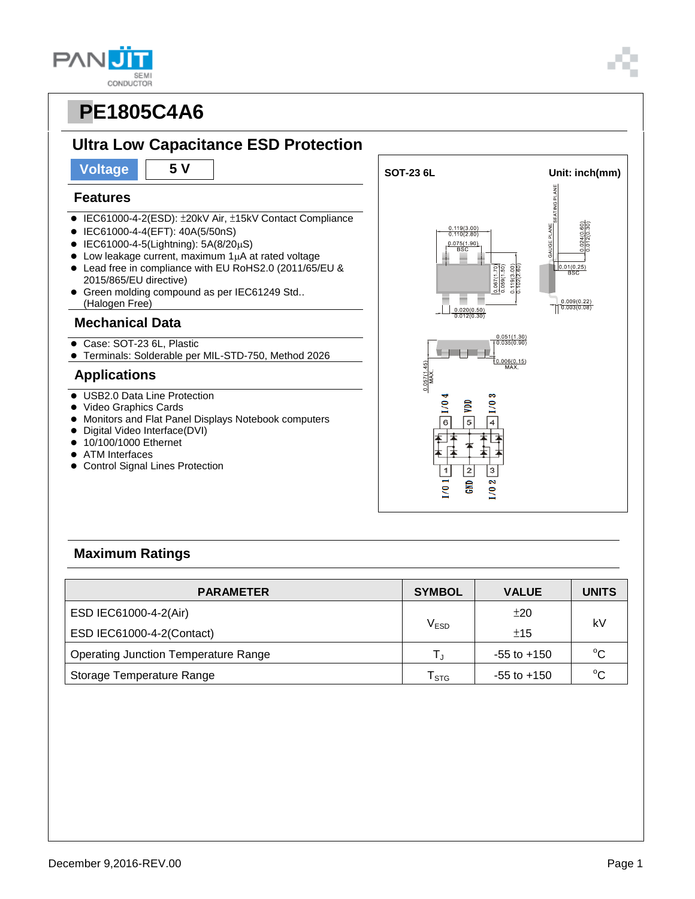# PE1805C4A6

## Ultra Low Capacitance ESD Protection

| Voltage | 5 V |
|---|---|

### Features

- IEC61000-4-2(ESD): ±20kV Air, ±15kV Contact Compliance
- IEC61000-4-4(EFT): 40A(5/50nS)
- IEC61000-4-5(Lightning): 5A(8/20μS)
- Low leakage current, maximum 1μA at rated voltage
- Lead free in compliance with EU RoHS2.0 (2011/65/EU & 2015/865/EU directive)
- Green molding compound as per IEC61249 Std.. (Halogen Free)

### Mechanical Data

- Case: SOT-23 6L, Plastic
- Terminals: Solderable per MIL-STD-750, Method 2026

### Applications

- USB2.0 Data Line Protection
- Video Graphics Cards
- Monitors and Flat Panel Displays Notebook computers
- Digital Video Interface(DVI)
- 10/100/1000 Ethernet
- ATM Interfaces
- Control Signal Lines Protection

SOT-23 6L Unit: inch(mm)

0.119(3.00) 0.110(2.80); 0.075(1.90) BSC; 0.067(1.70) 0.059(1.50); 0.119(3.00) 0.102(2.60); 0.020(0.50) 0.012(0.30); 0.024(0.60) 0.012(0.30); 0.01(0.25) BSC; 0.009(0.22) 0.003(0.08); 0.051(1.30) 0.035(0.90); 0.006(0.15) MAX.; 0.057(1.45) MAX.

SEATING PLANE, GAUGE PLANE

Pins: 6 I/O 4, 5 VDD, 4 I/O 3, 1 I/O 1, 2 GND, 3 I/O 2

### Maximum Ratings

| PARAMETER | SYMBOL | VALUE | UNITS |
|---|---|---|---|
| ESD IEC61000-4-2(Air) | $V_{ESD}$ | ±20 | kV |
| ESD IEC61000-4-2(Contact) | | ±15 | |
| Operating Junction Temperature Range | $T_J$ | -55 to +150 | °C |
| Storage Temperature Range | $T_{STG}$ | -55 to +150 | °C |

December 9,2016-REV.00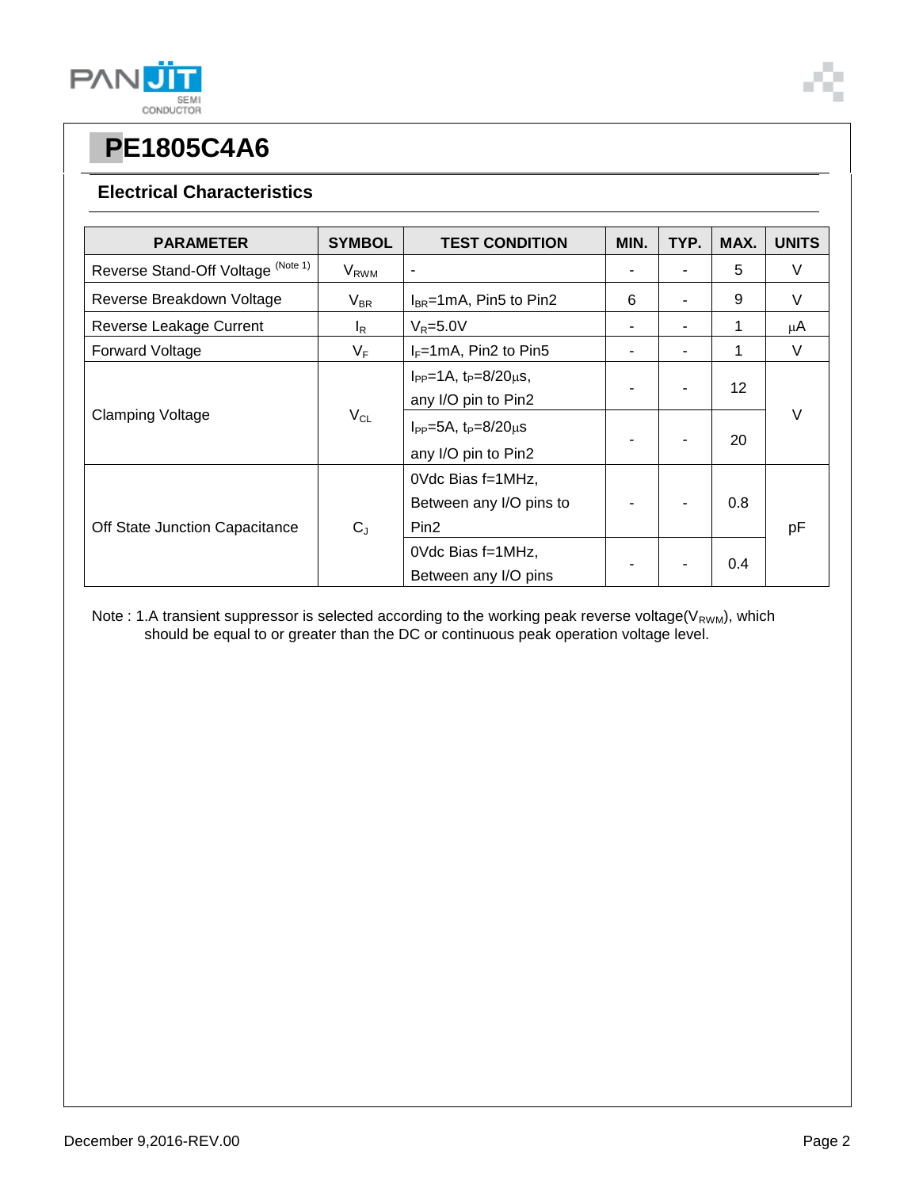# PE1805C4A6

## Electrical Characteristics

| PARAMETER | SYMBOL | TEST CONDITION | MIN. | TYP. | MAX. | UNITS |
|---|---|---|---|---|---|---|
| Reverse Stand-Off Voltage (Note 1) | $V_{RWM}$ | - | - | - | 5 | V |
| Reverse Breakdown Voltage | $V_{BR}$ | $I_{BR}$=1mA, Pin5 to Pin2 | 6 | - | 9 | V |
| Reverse Leakage Current | $I_R$ | $V_R$=5.0V | - | - | 1 | μA |
| Forward Voltage | $V_F$ | $I_F$=1mA, Pin2 to Pin5 | - | - | 1 | V |
| Clamping Voltage | $V_{CL}$ | $I_{PP}$=1A, $t_P$=8/20μs, any I/O pin to Pin2 | - | - | 12 | V |
| | | $I_{PP}$=5A, $t_P$=8/20μs any I/O pin to Pin2 | - | - | 20 | |
| Off State Junction Capacitance | $C_J$ | 0Vdc Bias f=1MHz, Between any I/O pins to Pin2 | - | - | 0.8 | pF |
| | | 0Vdc Bias f=1MHz, Between any I/O pins | - | - | 0.4 | |

Note : 1.A transient suppressor is selected according to the working peak reverse voltage($V_{RWM}$), which should be equal to or greater than the DC or continuous peak operation voltage level.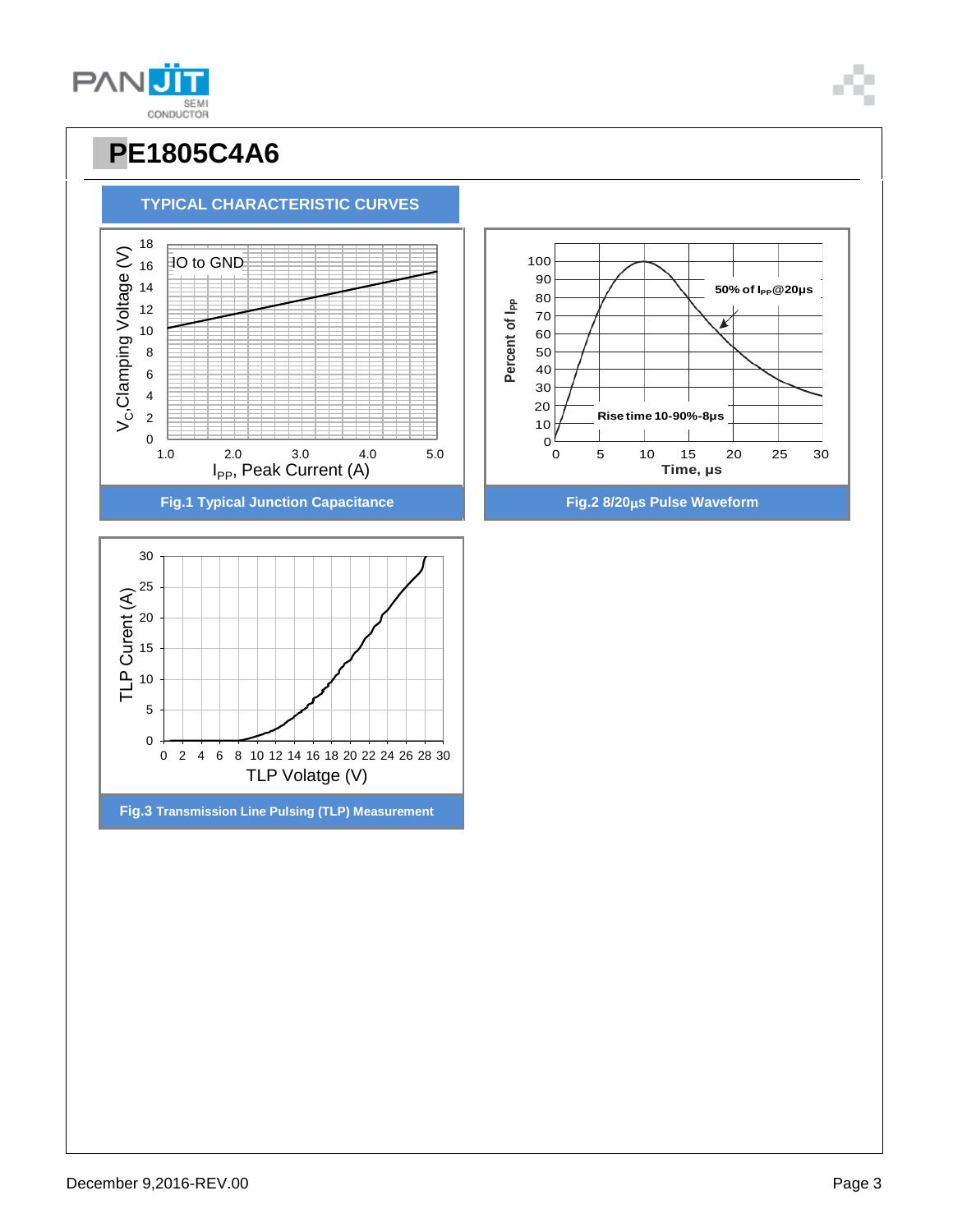# PE1805C4A6

## TYPICAL CHARACTERISTIC CURVES

IO to GND

$V_C$,Clamping Voltage (V)

$I_{PP}$, Peak Current (A)

Fig.1 Typical Junction Capacitance

50% of $I_{PP}$@20μs

Rise time 10-90%-8μs

Percent of $I_{PP}$

Time, μs

Fig.2 8/20μs Pulse Waveform

TLP Curent (A)

TLP Volatge (V)

Fig.3 Transmission Line Pulsing (TLP) Measurement

December 9,2016-REV.00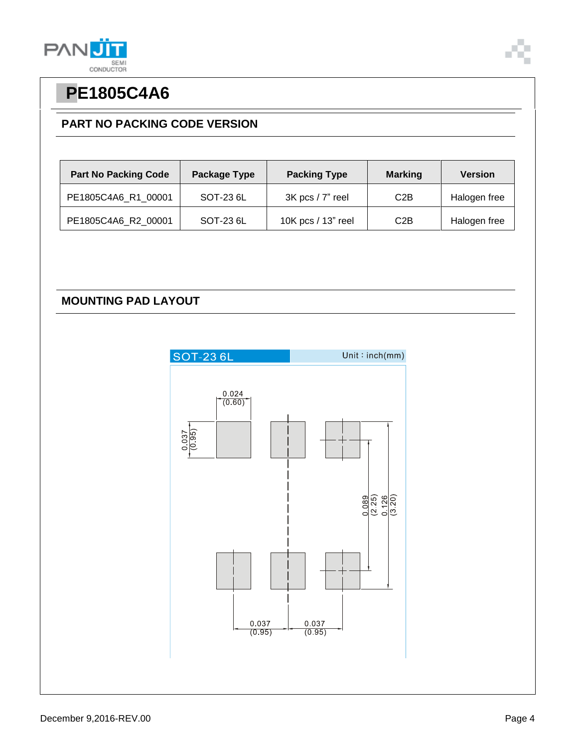# PE1805C4A6

## PART NO PACKING CODE VERSION

| Part No Packing Code | Package Type | Packing Type | Marking | Version |
|---|---|---|---|---|
| PE1805C4A6_R1_00001 | SOT-23 6L | 3K pcs / 7" reel | C2B | Halogen free |
| PE1805C4A6_R2_00001 | SOT-23 6L | 10K pcs / 13" reel | C2B | Halogen free |

## MOUNTING PAD LAYOUT

SOT-23 6L  Unit：inch(mm)

0.024 (0.60)

0.037 (0.95)

0.089 (2.25)

0.126 (3.20)

0.037 (0.95)  0.037 (0.95)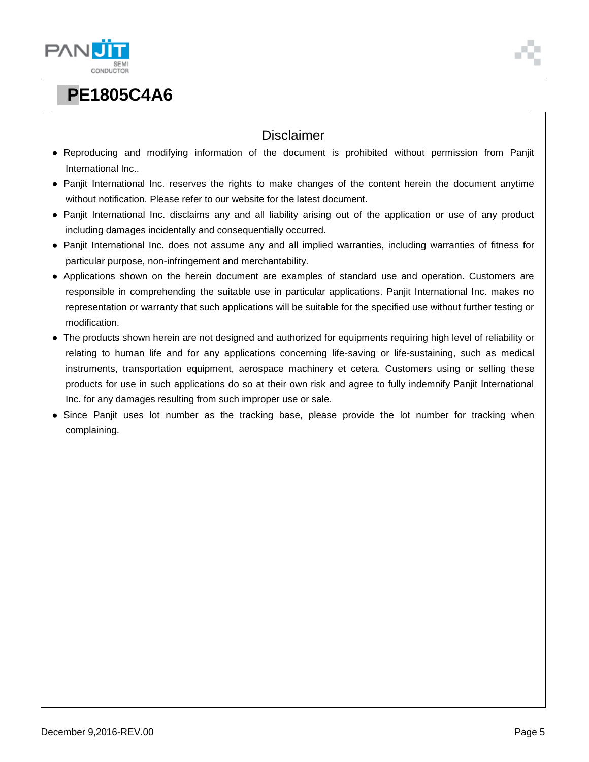# PE1805C4A6

## Disclaimer

- Reproducing and modifying information of the document is prohibited without permission from Panjit International Inc..
- Panjit International Inc. reserves the rights to make changes of the content herein the document anytime without notification. Please refer to our website for the latest document.
- Panjit International Inc. disclaims any and all liability arising out of the application or use of any product including damages incidentally and consequentially occurred.
- Panjit International Inc. does not assume any and all implied warranties, including warranties of fitness for particular purpose, non-infringement and merchantability.
- Applications shown on the herein document are examples of standard use and operation. Customers are responsible in comprehending the suitable use in particular applications. Panjit International Inc. makes no representation or warranty that such applications will be suitable for the specified use without further testing or modification.
- The products shown herein are not designed and authorized for equipments requiring high level of reliability or relating to human life and for any applications concerning life-saving or life-sustaining, such as medical instruments, transportation equipment, aerospace machinery et cetera. Customers using or selling these products for use in such applications do so at their own risk and agree to fully indemnify Panjit International Inc. for any damages resulting from such improper use or sale.
- Since Panjit uses lot number as the tracking base, please provide the lot number for tracking when complaining.